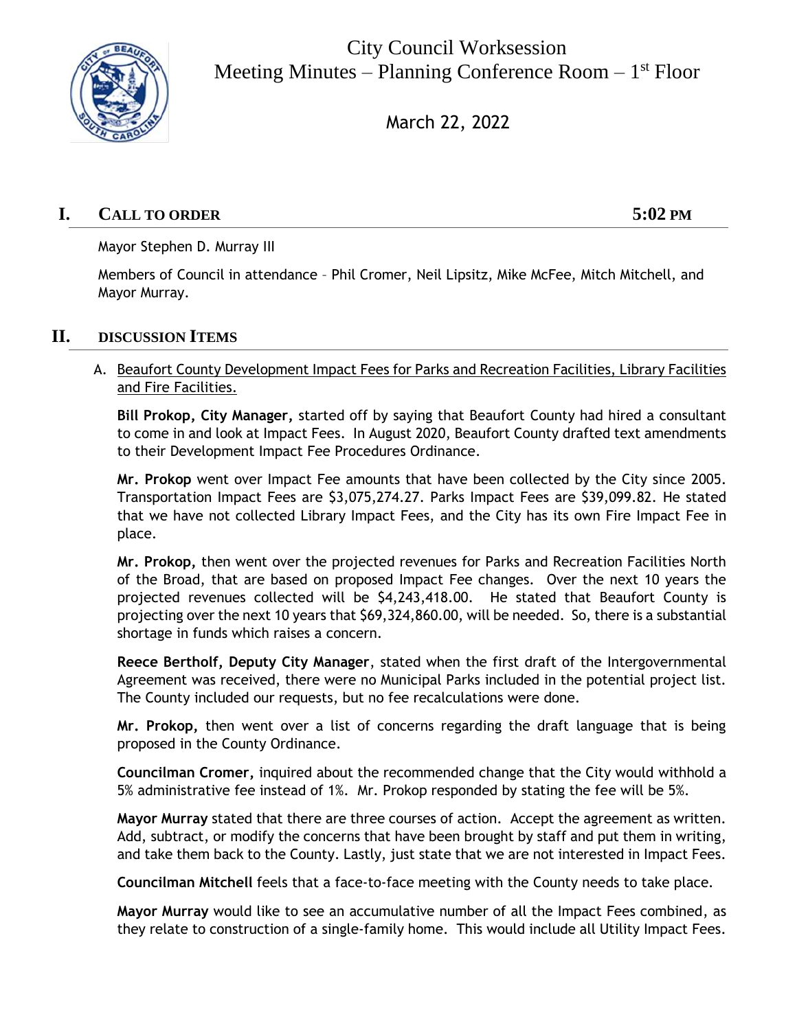# City Council Worksession
## Meeting Minutes – Planning Conference Room – 1st Floor

March 22, 2022

## I. CALL TO ORDER 5:02 PM

Mayor Stephen D. Murray III

Members of Council in attendance – Phil Cromer, Neil Lipsitz, Mike McFee, Mitch Mitchell, and Mayor Murray.

## II. DISCUSSION ITEMS

A. Beaufort County Development Impact Fees for Parks and Recreation Facilities, Library Facilities and Fire Facilities.

**Bill Prokop, City Manager,** started off by saying that Beaufort County had hired a consultant to come in and look at Impact Fees. In August 2020, Beaufort County drafted text amendments to their Development Impact Fee Procedures Ordinance.

**Mr. Prokop** went over Impact Fee amounts that have been collected by the City since 2005. Transportation Impact Fees are $3,075,274.27. Parks Impact Fees are $39,099.82. He stated that we have not collected Library Impact Fees, and the City has its own Fire Impact Fee in place.

**Mr. Prokop,** then went over the projected revenues for Parks and Recreation Facilities North of the Broad, that are based on proposed Impact Fee changes. Over the next 10 years the projected revenues collected will be $4,243,418.00. He stated that Beaufort County is projecting over the next 10 years that $69,324,860.00, will be needed. So, there is a substantial shortage in funds which raises a concern.

**Reece Bertholf, Deputy City Manager**, stated when the first draft of the Intergovernmental Agreement was received, there were no Municipal Parks included in the potential project list. The County included our requests, but no fee recalculations were done.

**Mr. Prokop,** then went over a list of concerns regarding the draft language that is being proposed in the County Ordinance.

**Councilman Cromer,** inquired about the recommended change that the City would withhold a 5% administrative fee instead of 1%. Mr. Prokop responded by stating the fee will be 5%.

**Mayor Murray** stated that there are three courses of action. Accept the agreement as written. Add, subtract, or modify the concerns that have been brought by staff and put them in writing, and take them back to the County. Lastly, just state that we are not interested in Impact Fees.

**Councilman Mitchell** feels that a face-to-face meeting with the County needs to take place.

**Mayor Murray** would like to see an accumulative number of all the Impact Fees combined, as they relate to construction of a single-family home. This would include all Utility Impact Fees.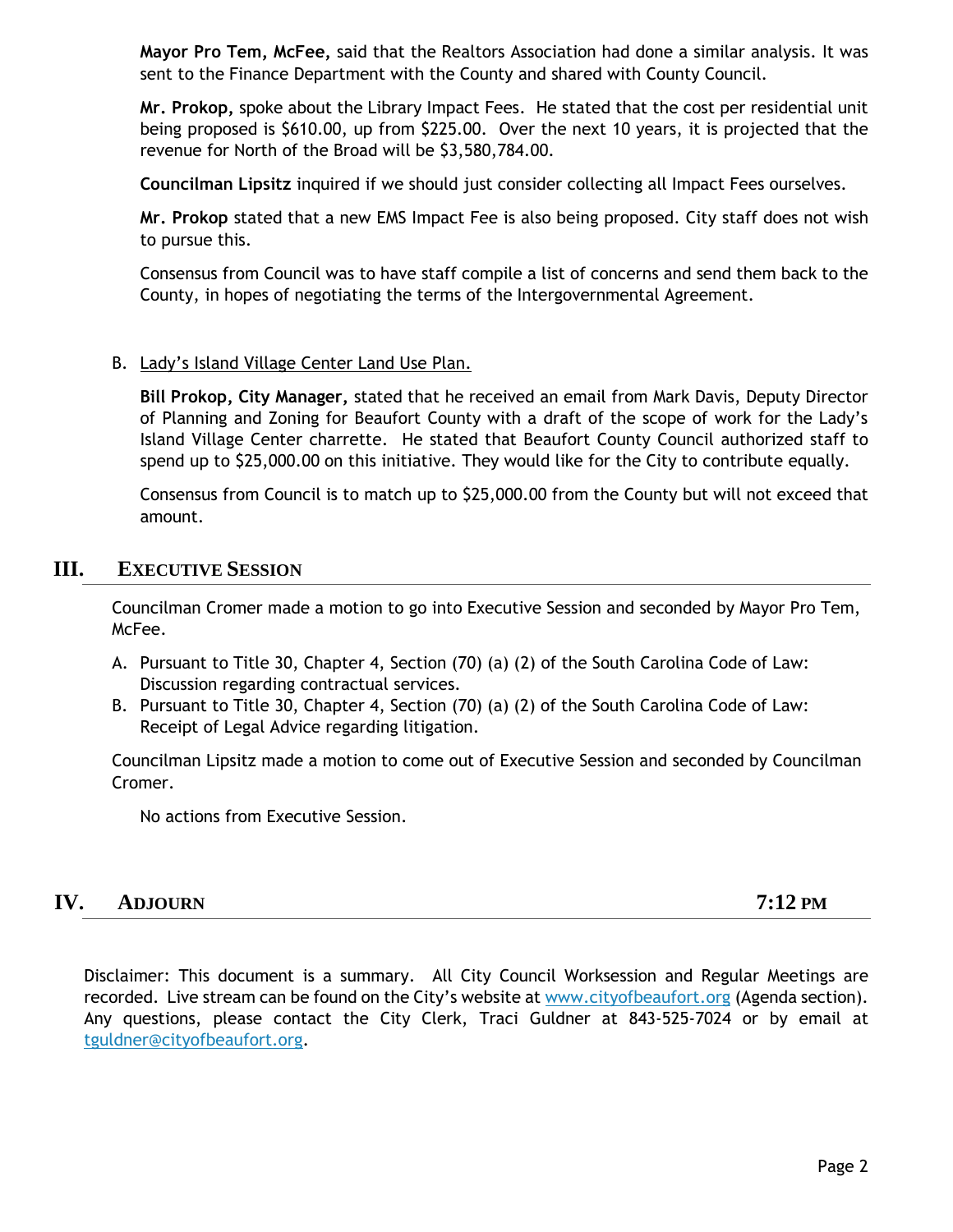**Mayor Pro Tem, McFee,** said that the Realtors Association had done a similar analysis. It was sent to the Finance Department with the County and shared with County Council.

**Mr. Prokop,** spoke about the Library Impact Fees. He stated that the cost per residential unit being proposed is $610.00, up from $225.00. Over the next 10 years, it is projected that the revenue for North of the Broad will be $3,580,784.00.

**Councilman Lipsitz** inquired if we should just consider collecting all Impact Fees ourselves.

**Mr. Prokop** stated that a new EMS Impact Fee is also being proposed. City staff does not wish to pursue this.

Consensus from Council was to have staff compile a list of concerns and send them back to the County, in hopes of negotiating the terms of the Intergovernmental Agreement.

B. Lady's Island Village Center Land Use Plan.

**Bill Prokop, City Manager,** stated that he received an email from Mark Davis, Deputy Director of Planning and Zoning for Beaufort County with a draft of the scope of work for the Lady's Island Village Center charrette. He stated that Beaufort County Council authorized staff to spend up to $25,000.00 on this initiative. They would like for the City to contribute equally.

Consensus from Council is to match up to $25,000.00 from the County but will not exceed that amount.

## III. Executive Session

Councilman Cromer made a motion to go into Executive Session and seconded by Mayor Pro Tem, McFee.

A. Pursuant to Title 30, Chapter 4, Section (70) (a) (2) of the South Carolina Code of Law: Discussion regarding contractual services.
B. Pursuant to Title 30, Chapter 4, Section (70) (a) (2) of the South Carolina Code of Law: Receipt of Legal Advice regarding litigation.

Councilman Lipsitz made a motion to come out of Executive Session and seconded by Councilman Cromer.

No actions from Executive Session.

## IV. Adjourn 7:12 PM

Disclaimer: This document is a summary. All City Council Worksession and Regular Meetings are recorded. Live stream can be found on the City's website at www.cityofbeaufort.org (Agenda section). Any questions, please contact the City Clerk, Traci Guldner at 843-525-7024 or by email at tguldner@cityofbeaufort.org.